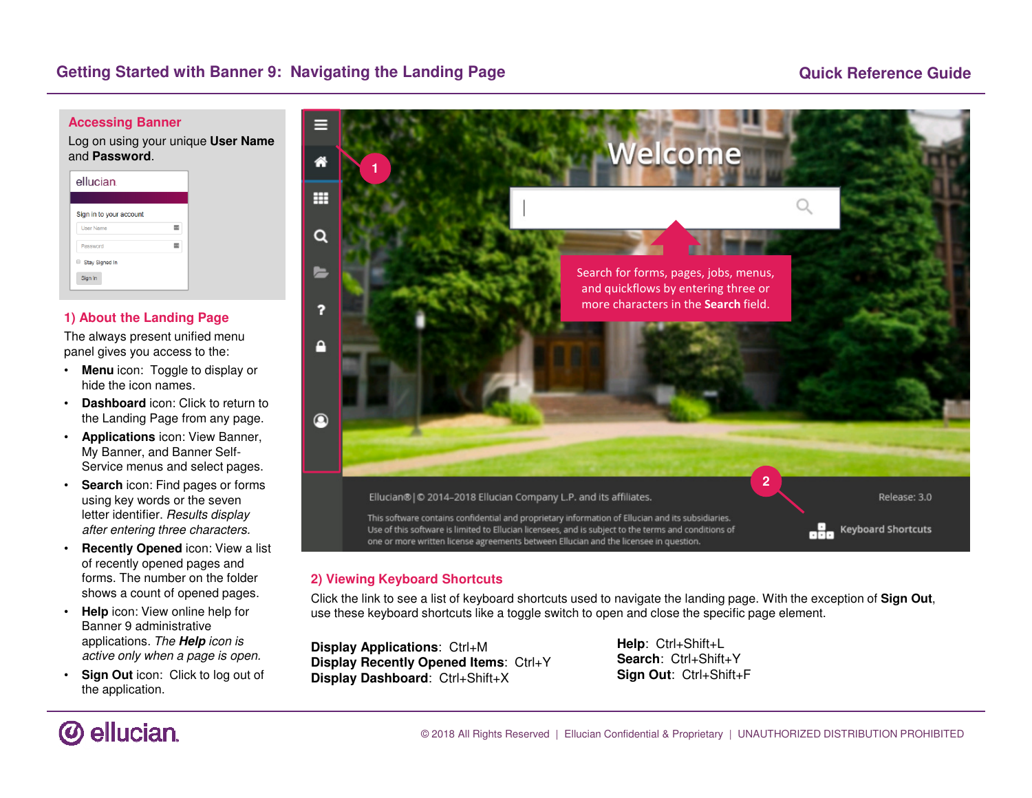# Getting Started with Banner 9: Navigating the Landing Page

## Quick Reference Guide

### Accessing Banner

Log on using your unique **User Name** and **Password**.

### 1) About the Landing Page

The always present unified menu panel gives you access to the:

- **Menu** icon: Toggle to display or hide the icon names.
- **Dashboard** icon: Click to return to the Landing Page from any page.
- **Applications** icon: View Banner, My Banner, and Banner Self-Service menus and select pages.
- **Search** icon: Find pages or forms using key words or the seven letter identifier. *Results display after entering three characters.*
- **Recently Opened** icon: View a list of recently opened pages and forms. The number on the folder shows a count of opened pages.
- **Help** icon: View online help for Banner 9 administrative applications. *The **Help** icon is active only when a page is open.*
- **Sign Out** icon: Click to log out of the application.

Search for forms, pages, jobs, menus, and quickflows by entering three or more characters in the **Search** field.

### 2) Viewing Keyboard Shortcuts

Click the link to see a list of keyboard shortcuts used to navigate the landing page. With the exception of **Sign Out**, use these keyboard shortcuts like a toggle switch to open and close the specific page element.

**Display Applications**: Ctrl+M
**Display Recently Opened Items**: Ctrl+Y
**Display Dashboard**: Ctrl+Shift+X

**Help**: Ctrl+Shift+L
**Search**: Ctrl+Shift+Y
**Sign Out**: Ctrl+Shift+F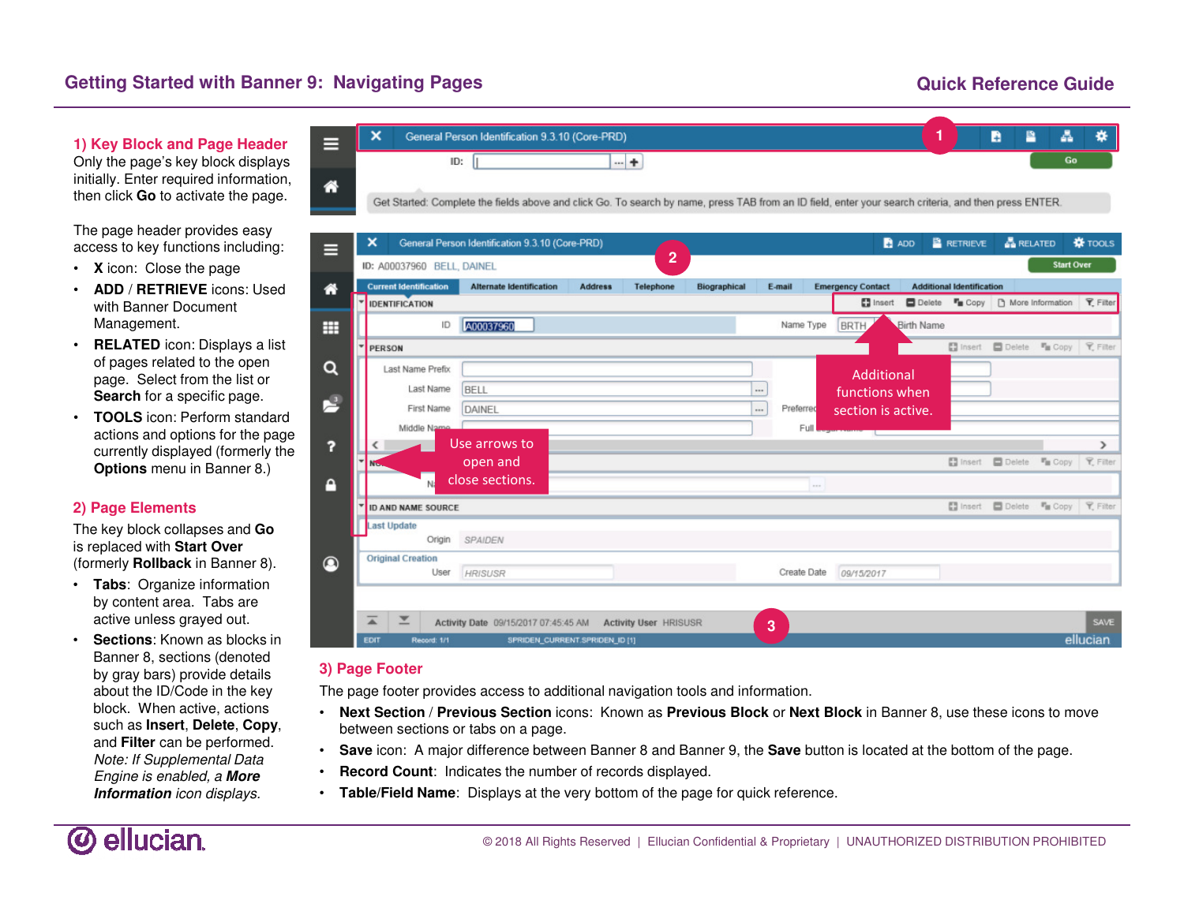# Getting Started with Banner 9: Navigating Pages

## 1) Key Block and Page Header

Only the page's key block displays initially. Enter required information, then click **Go** to activate the page.

The page header provides easy access to key functions including:

- **X** icon: Close the page
- **ADD** / **RETRIEVE** icons: Used with Banner Document Management.
- **RELATED** icon: Displays a list of pages related to the open page. Select from the list or **Search** for a specific page.
- **TOOLS** icon: Perform standard actions and options for the page currently displayed (formerly the **Options** menu in Banner 8.)

## 2) Page Elements

The key block collapses and **Go** is replaced with **Start Over** (formerly **Rollback** in Banner 8).

- **Tabs**: Organize information by content area. Tabs are active unless grayed out.
- **Sections**: Known as blocks in Banner 8, sections (denoted by gray bars) provide details about the ID/Code in the key block. When active, actions such as **Insert**, **Delete**, **Copy**, and **Filter** can be performed. *Note: If Supplemental Data Engine is enabled, a **More Information** icon displays.*

Additional functions when section is active.

Use arrows to open and close sections.

## 3) Page Footer

The page footer provides access to additional navigation tools and information.

- **Next Section** / **Previous Section** icons: Known as **Previous Block** or **Next Block** in Banner 8, use these icons to move between sections or tabs on a page.
- **Save** icon: A major difference between Banner 8 and Banner 9, the **Save** button is located at the bottom of the page.
- **Record Count**: Indicates the number of records displayed.
- **Table/Field Name**: Displays at the very bottom of the page for quick reference.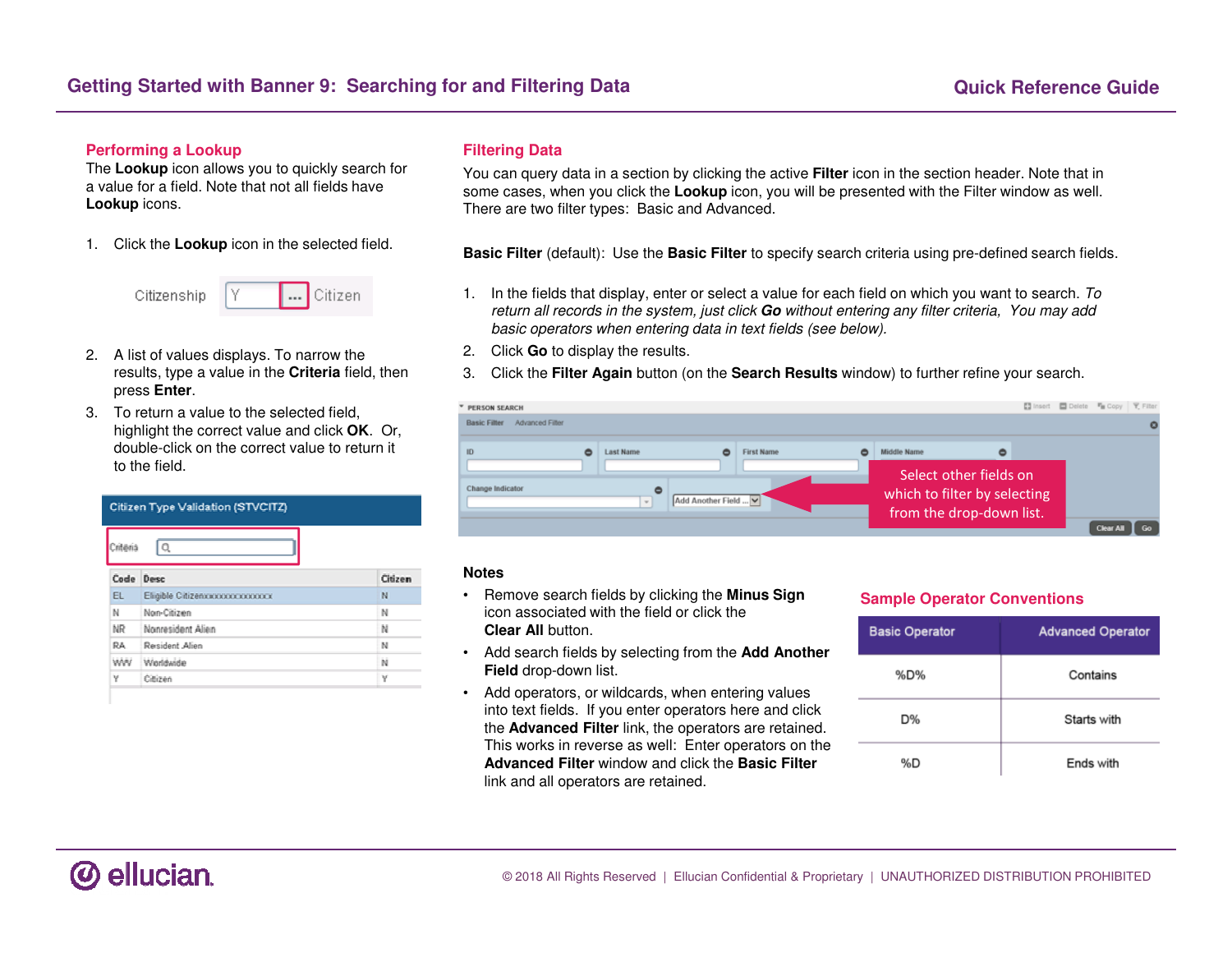## Performing a Lookup

The **Lookup** icon allows you to quickly search for a value for a field. Note that not all fields have **Lookup** icons.

1. Click the **Lookup** icon in the selected field.

2. A list of values displays. To narrow the results, type a value in the **Criteria** field, then press **Enter**.
3. To return a value to the selected field, highlight the correct value and click **OK**. Or, double-click on the correct value to return it to the field.

## Filtering Data

You can query data in a section by clicking the active **Filter** icon in the section header. Note that in some cases, when you click the **Lookup** icon, you will be presented with the Filter window as well. There are two filter types: Basic and Advanced.

**Basic Filter** (default): Use the **Basic Filter** to specify search criteria using pre-defined search fields.

1. In the fields that display, enter or select a value for each field on which you want to search. *To return all records in the system, just click **Go** without entering any filter criteria, You may add basic operators when entering data in text fields (see below).*
2. Click **Go** to display the results.
3. Click the **Filter Again** button (on the **Search Results** window) to further refine your search.

Select other fields on which to filter by selecting from the drop-down list.

### Notes

- Remove search fields by clicking the **Minus Sign** icon associated with the field or click the **Clear All** button.
- Add search fields by selecting from the **Add Another Field** drop-down list.
- Add operators, or wildcards, when entering values into text fields. If you enter operators here and click the **Advanced Filter** link, the operators are retained. This works in reverse as well: Enter operators on the **Advanced Filter** window and click the **Basic Filter** link and all operators are retained.

### Sample Operator Conventions

| Basic Operator | Advanced Operator |
|---|---|
| %D% | Contains |
| D% | Starts with |
| %D | Ends with |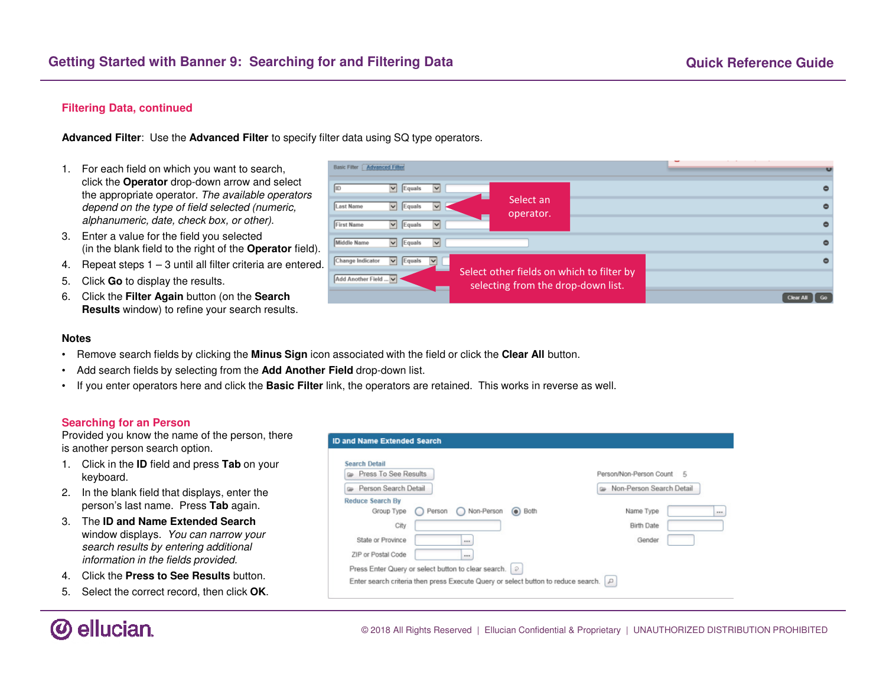## Filtering Data, continued

**Advanced Filter**: Use the **Advanced Filter** to specify filter data using SQ type operators.

1. For each field on which you want to search, click the **Operator** drop-down arrow and select the appropriate operator. *The available operators depend on the type of field selected (numeric, alphanumeric, date, check box, or other).*
3. Enter a value for the field you selected (in the blank field to the right of the **Operator** field).
4. Repeat steps 1 – 3 until all filter criteria are entered.
5. Click **Go** to display the results.
6. Click the **Filter Again** button (on the **Search Results** window) to refine your search results.

### Notes

- Remove search fields by clicking the **Minus Sign** icon associated with the field or click the **Clear All** button.
- Add search fields by selecting from the **Add Another Field** drop-down list.
- If you enter operators here and click the **Basic Filter** link, the operators are retained. This works in reverse as well.

## Searching for an Person

Provided you know the name of the person, there is another person search option.

1. Click in the **ID** field and press **Tab** on your keyboard.
2. In the blank field that displays, enter the person's last name. Press **Tab** again.
3. The **ID and Name Extended Search** window displays. *You can narrow your search results by entering additional information in the fields provided.*
4. Click the **Press to See Results** button.
5. Select the correct record, then click **OK**.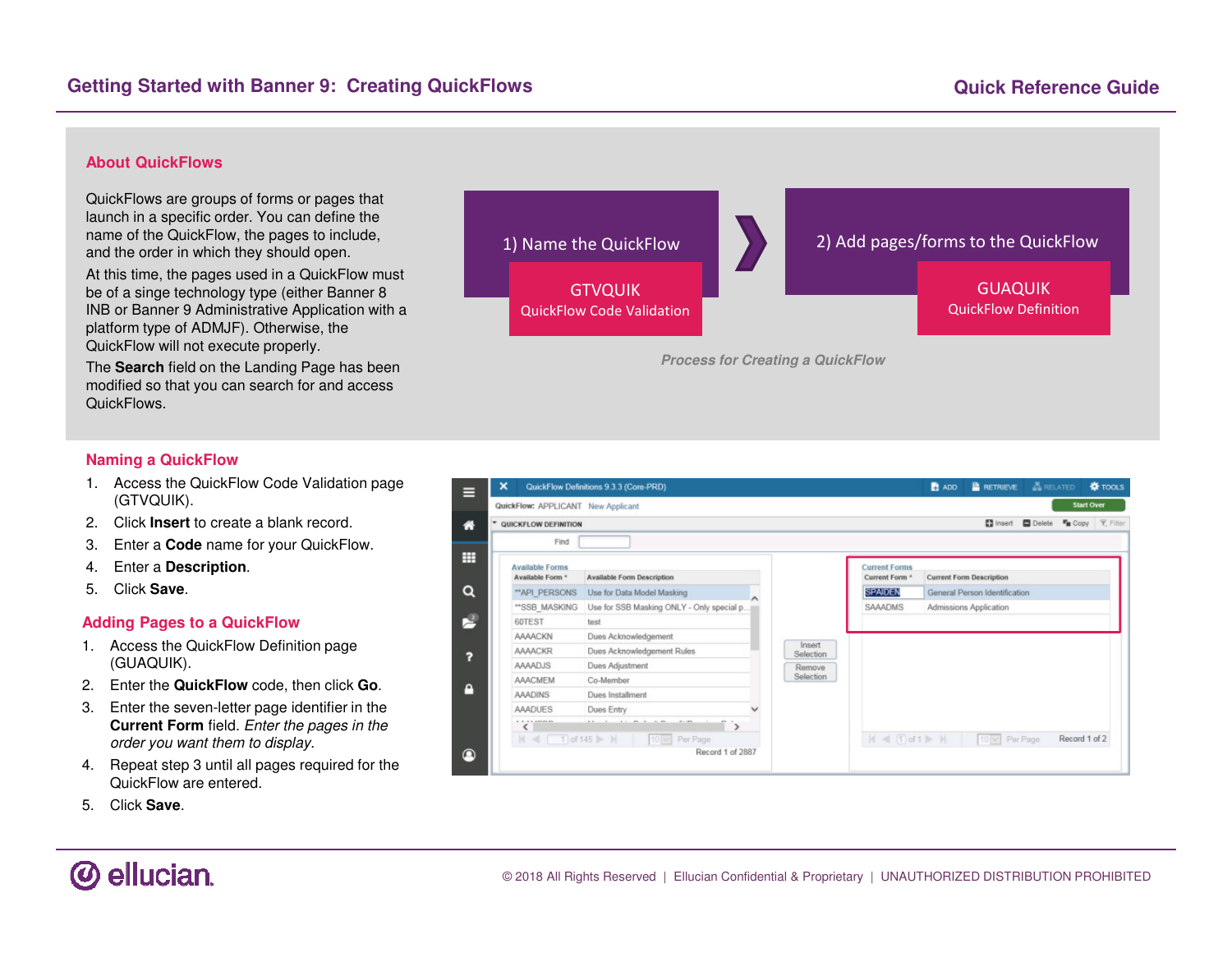## About QuickFlows

QuickFlows are groups of forms or pages that launch in a specific order. You can define the name of the QuickFlow, the pages to include, and the order in which they should open.

At this time, the pages used in a QuickFlow must be of a singe technology type (either Banner 8 INB or Banner 9 Administrative Application with a platform type of ADMJF). Otherwise, the QuickFlow will not execute properly.

The **Search** field on the Landing Page has been modified so that you can search for and access QuickFlows.

1) Name the QuickFlow

GTVQUIK
QuickFlow Code Validation

2) Add pages/forms to the QuickFlow

GUAQUIK
QuickFlow Definition

*Process for Creating a QuickFlow*

## Naming a QuickFlow

1. Access the QuickFlow Code Validation page (GTVQUIK).
2. Click **Insert** to create a blank record.
3. Enter a **Code** name for your QuickFlow.
4. Enter a **Description**.
5. Click **Save**.

## Adding Pages to a QuickFlow

1. Access the QuickFlow Definition page (GUAQUIK).
2. Enter the **QuickFlow** code, then click **Go**.
3. Enter the seven-letter page identifier in the **Current Form** field. *Enter the pages in the order you want them to display.*
4. Repeat step 3 until all pages required for the QuickFlow are entered.
5. Click **Save**.